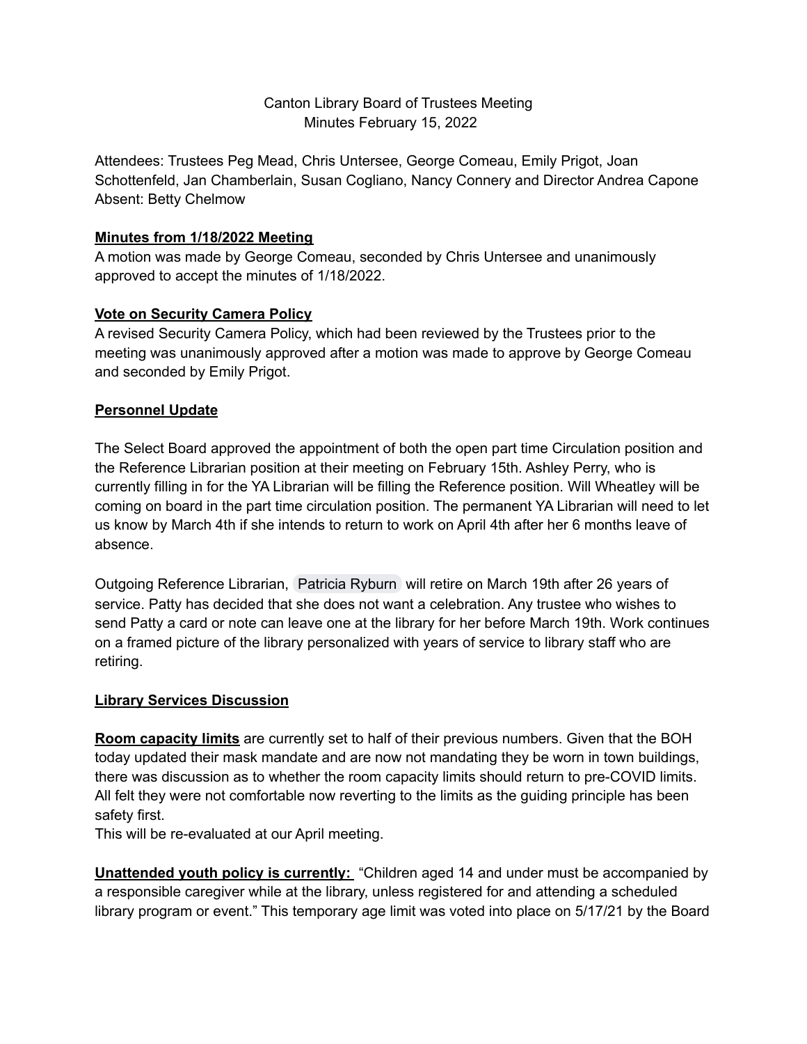Canton Library Board of Trustees Meeting
Minutes February 15, 2022

Attendees: Trustees Peg Mead, Chris Untersee, George Comeau, Emily Prigot, Joan Schottenfeld, Jan Chamberlain, Susan Cogliano, Nancy Connery and Director Andrea Capone
Absent: Betty Chelmow

**Minutes from 1/18/2022 Meeting**

A motion was made by George Comeau, seconded by Chris Untersee and unanimously approved to accept the minutes of 1/18/2022.

**Vote on Security Camera Policy**

A revised Security Camera Policy, which had been reviewed by the Trustees prior to the meeting was unanimously approved after a motion was made to approve by George Comeau and seconded by Emily Prigot.

**Personnel Update**

The Select Board approved the appointment of both the open part time Circulation position and the Reference Librarian position at their meeting on February 15th. Ashley Perry, who is currently filling in for the YA Librarian will be filling the Reference position. Will Wheatley will be coming on board in the part time circulation position. The permanent YA Librarian will need to let us know by March 4th if she intends to return to work on April 4th after her 6 months leave of absence.

Outgoing Reference Librarian, Patricia Ryburn will retire on March 19th after 26 years of service. Patty has decided that she does not want a celebration. Any trustee who wishes to send Patty a card or note can leave one at the library for her before March 19th. Work continues on a framed picture of the library personalized with years of service to library staff who are retiring.

**Library Services Discussion**

**Room capacity limits** are currently set to half of their previous numbers. Given that the BOH today updated their mask mandate and are now not mandating they be worn in town buildings, there was discussion as to whether the room capacity limits should return to pre-COVID limits. All felt they were not comfortable now reverting to the limits as the guiding principle has been safety first.
This will be re-evaluated at our April meeting.

**Unattended youth policy is currently:** "Children aged 14 and under must be accompanied by a responsible caregiver while at the library, unless registered for and attending a scheduled library program or event." This temporary age limit was voted into place on 5/17/21 by the Board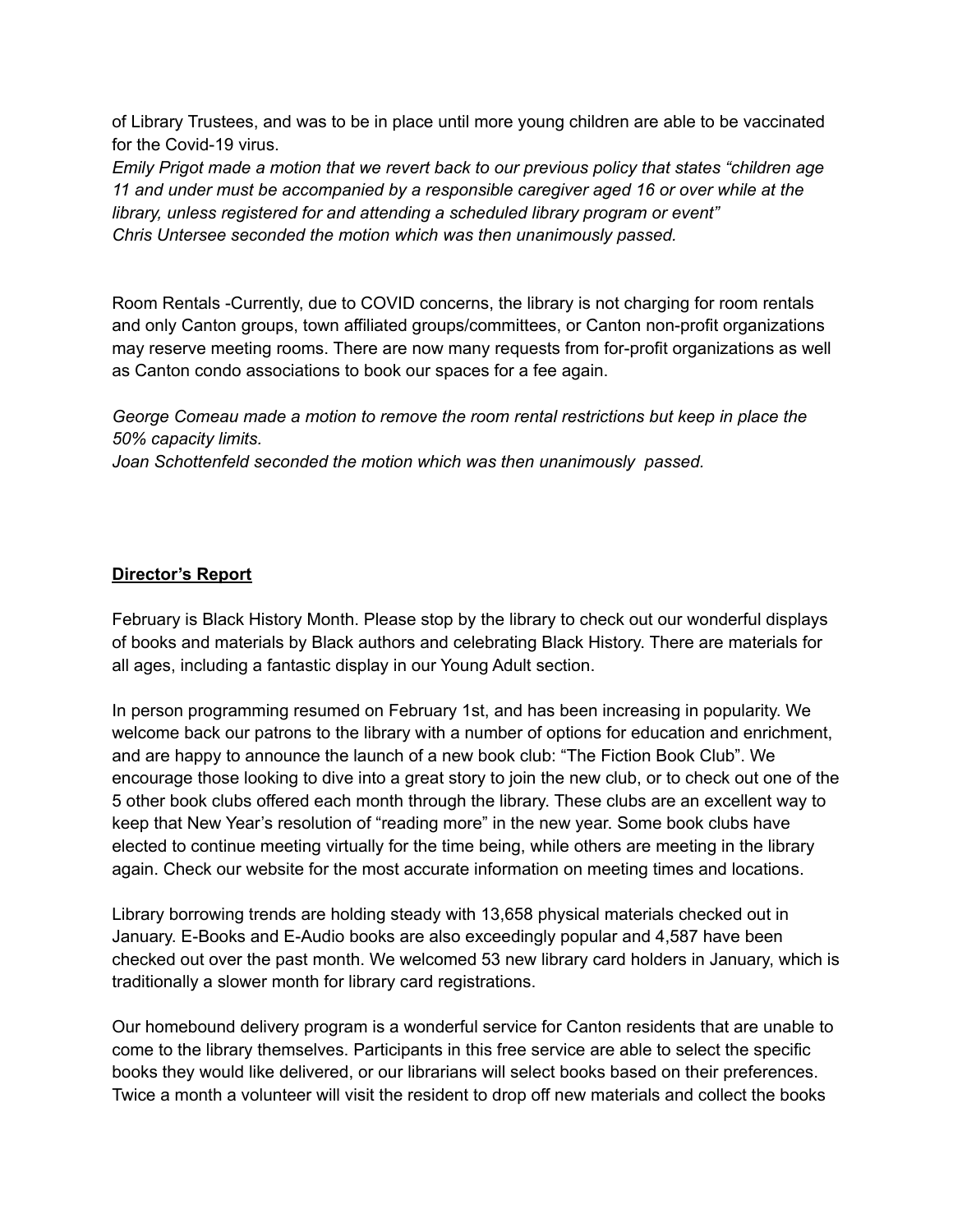of Library Trustees, and was to be in place until more young children are able to be vaccinated for the Covid-19 virus.

*Emily Prigot made a motion that we revert back to our previous policy that states “children age 11 and under must be accompanied by a responsible caregiver aged 16 or over while at the library, unless registered for and attending a scheduled library program or event”*
*Chris Untersee seconded the motion which was then unanimously passed.*

Room Rentals -Currently, due to COVID concerns, the library is not charging for room rentals and only Canton groups, town affiliated groups/committees, or Canton non-profit organizations may reserve meeting rooms. There are now many requests from for-profit organizations as well as Canton condo associations to book our spaces for a fee again.

*George Comeau made a motion to remove the room rental restrictions but keep in place the 50% capacity limits.*
*Joan Schottenfeld seconded the motion which was then unanimously passed.*

**<u>Director’s Report</u>**

February is Black History Month. Please stop by the library to check out our wonderful displays of books and materials by Black authors and celebrating Black History. There are materials for all ages, including a fantastic display in our Young Adult section.

In person programming resumed on February 1st, and has been increasing in popularity. We welcome back our patrons to the library with a number of options for education and enrichment, and are happy to announce the launch of a new book club: “The Fiction Book Club”. We encourage those looking to dive into a great story to join the new club, or to check out one of the 5 other book clubs offered each month through the library. These clubs are an excellent way to keep that New Year’s resolution of “reading more” in the new year. Some book clubs have elected to continue meeting virtually for the time being, while others are meeting in the library again. Check our website for the most accurate information on meeting times and locations.

Library borrowing trends are holding steady with 13,658 physical materials checked out in January. E-Books and E-Audio books are also exceedingly popular and 4,587 have been checked out over the past month. We welcomed 53 new library card holders in January, which is traditionally a slower month for library card registrations.

Our homebound delivery program is a wonderful service for Canton residents that are unable to come to the library themselves. Participants in this free service are able to select the specific books they would like delivered, or our librarians will select books based on their preferences. Twice a month a volunteer will visit the resident to drop off new materials and collect the books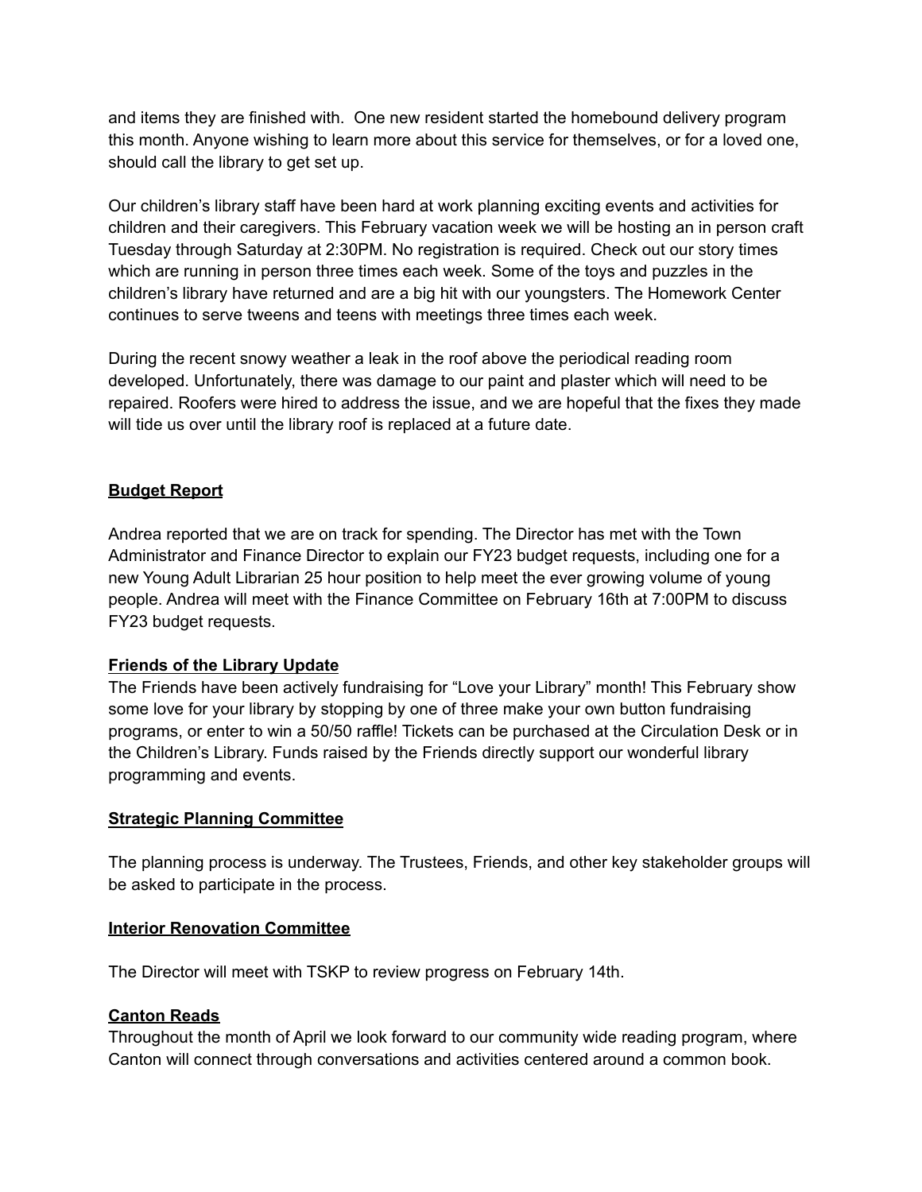and items they are finished with.  One new resident started the homebound delivery program this month. Anyone wishing to learn more about this service for themselves, or for a loved one, should call the library to get set up.

Our children's library staff have been hard at work planning exciting events and activities for children and their caregivers. This February vacation week we will be hosting an in person craft Tuesday through Saturday at 2:30PM. No registration is required. Check out our story times which are running in person three times each week. Some of the toys and puzzles in the children's library have returned and are a big hit with our youngsters. The Homework Center continues to serve tweens and teens with meetings three times each week.

During the recent snowy weather a leak in the roof above the periodical reading room developed. Unfortunately, there was damage to our paint and plaster which will need to be repaired. Roofers were hired to address the issue, and we are hopeful that the fixes they made will tide us over until the library roof is replaced at a future date.

## Budget Report

Andrea reported that we are on track for spending. The Director has met with the Town Administrator and Finance Director to explain our FY23 budget requests, including one for a new Young Adult Librarian 25 hour position to help meet the ever growing volume of young people. Andrea will meet with the Finance Committee on February 16th at 7:00PM to discuss FY23 budget requests.

## Friends of the Library Update

The Friends have been actively fundraising for "Love your Library" month! This February show some love for your library by stopping by one of three make your own button fundraising programs, or enter to win a 50/50 raffle! Tickets can be purchased at the Circulation Desk or in the Children's Library. Funds raised by the Friends directly support our wonderful library programming and events.

## Strategic Planning Committee

The planning process is underway. The Trustees, Friends, and other key stakeholder groups will be asked to participate in the process.

## Interior Renovation Committee

The Director will meet with TSKP to review progress on February 14th.

## Canton Reads

Throughout the month of April we look forward to our community wide reading program, where Canton will connect through conversations and activities centered around a common book.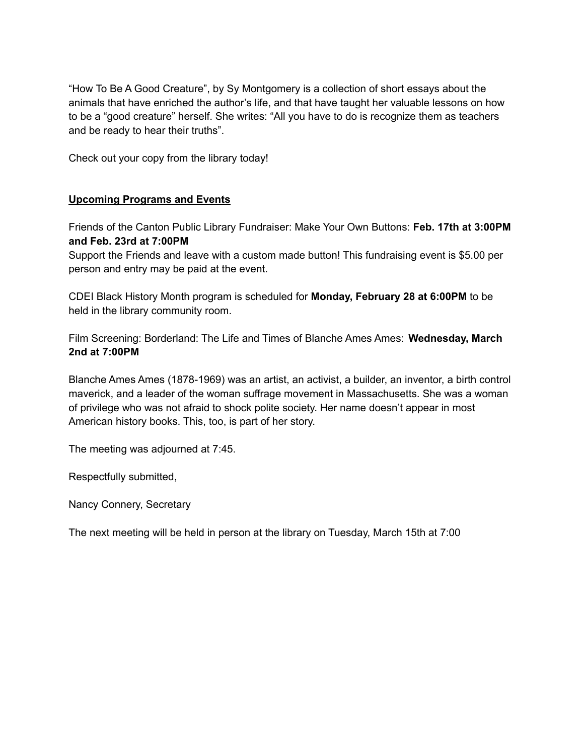"How To Be A Good Creature", by Sy Montgomery is a collection of short essays about the animals that have enriched the author's life, and that have taught her valuable lessons on how to be a "good creature" herself. She writes: "All you have to do is recognize them as teachers and be ready to hear their truths".

Check out your copy from the library today!

**Upcoming Programs and Events**

Friends of the Canton Public Library Fundraiser: Make Your Own Buttons: **Feb. 17th at 3:00PM and Feb. 23rd at 7:00PM**
Support the Friends and leave with a custom made button! This fundraising event is $5.00 per person and entry may be paid at the event.

CDEI Black History Month program is scheduled for **Monday, February 28 at 6:00PM** to be held in the library community room.

Film Screening: Borderland: The Life and Times of Blanche Ames Ames: **Wednesday, March 2nd at 7:00PM**

Blanche Ames Ames (1878-1969) was an artist, an activist, a builder, an inventor, a birth control maverick, and a leader of the woman suffrage movement in Massachusetts. She was a woman of privilege who was not afraid to shock polite society. Her name doesn't appear in most American history books. This, too, is part of her story.

The meeting was adjourned at 7:45.

Respectfully submitted,

Nancy Connery, Secretary

The next meeting will be held in person at the library on Tuesday, March 15th at 7:00